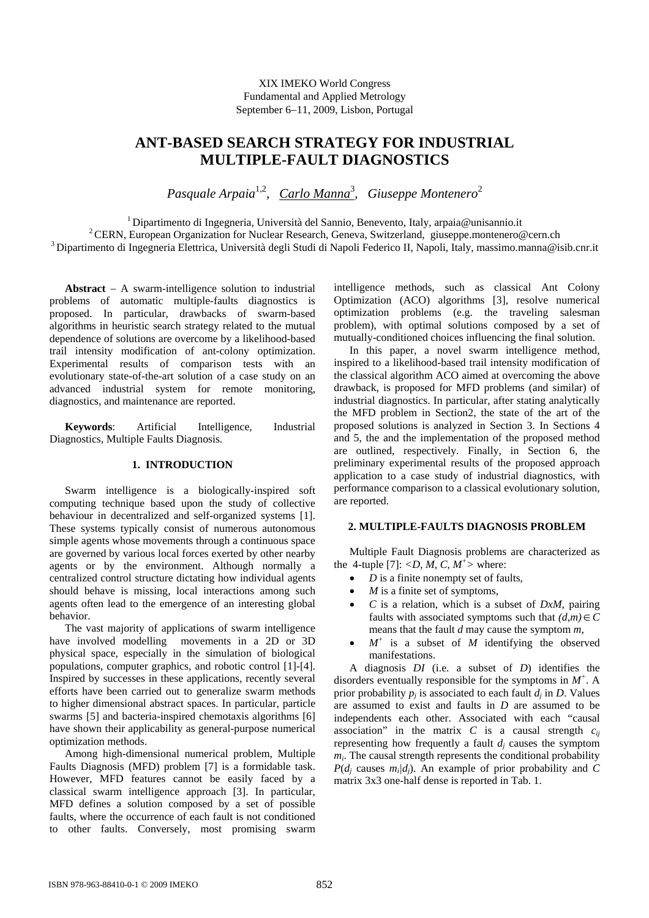XIX IMEKO World Congress
Fundamental and Applied Metrology
September 6–11, 2009, Lisbon, Portugal

# ANT-BASED SEARCH STRATEGY FOR INDUSTRIAL MULTIPLE-FAULT DIAGNOSTICS

*Pasquale Arpaia*[1,2], *Carlo Manna*[3], *Giuseppe Montenero*[2]

[1] Dipartimento di Ingegneria, Università del Sannio, Benevento, Italy, arpaia@unisannio.it
[2] CERN, European Organization for Nuclear Research, Geneva, Switzerland, giuseppe.montenero@cern.ch
[3] Dipartimento di Ingegneria Elettrica, Università degli Studi di Napoli Federico II, Napoli, Italy, massimo.manna@isib.cnr.it

**Abstract** – A swarm-intelligence solution to industrial problems of automatic multiple-faults diagnostics is proposed. In particular, drawbacks of swarm-based algorithms in heuristic search strategy related to the mutual dependence of solutions are overcome by a likelihood-based trail intensity modification of ant-colony optimization. Experimental results of comparison tests with an evolutionary state-of-the-art solution of a case study on an advanced industrial system for remote monitoring, diagnostics, and maintenance are reported.

**Keywords**: Artificial Intelligence, Industrial Diagnostics, Multiple Faults Diagnosis.

## 1. INTRODUCTION

Swarm intelligence is a biologically-inspired soft computing technique based upon the study of collective behaviour in decentralized and self-organized systems [1]. These systems typically consist of numerous autonomous simple agents whose movements through a continuous space are governed by various local forces exerted by other nearby agents or by the environment. Although normally a centralized control structure dictating how individual agents should behave is missing, local interactions among such agents often lead to the emergence of an interesting global behavior.

The vast majority of applications of swarm intelligence have involved modelling movements in a 2D or 3D physical space, especially in the simulation of biological populations, computer graphics, and robotic control [1]-[4]. Inspired by successes in these applications, recently several efforts have been carried out to generalize swarm methods to higher dimensional abstract spaces. In particular, particle swarms [5] and bacteria-inspired chemotaxis algorithms [6] have shown their applicability as general-purpose numerical optimization methods.

Among high-dimensional numerical problem, Multiple Faults Diagnosis (MFD) problem [7] is a formidable task. However, MFD features cannot be easily faced by a classical swarm intelligence approach [3]. In particular, MFD defines a solution composed by a set of possible faults, where the occurrence of each fault is not conditioned to other faults. Conversely, most promising swarm intelligence methods, such as classical Ant Colony Optimization (ACO) algorithms [3], resolve numerical optimization problems (e.g. the traveling salesman problem), with optimal solutions composed by a set of mutually-conditioned choices influencing the final solution.

In this paper, a novel swarm intelligence method, inspired to a likelihood-based trail intensity modification of the classical algorithm ACO aimed at overcoming the above drawback, is proposed for MFD problems (and similar) of industrial diagnostics. In particular, after stating analytically the MFD problem in Section2, the state of the art of the proposed solutions is analyzed in Section 3. In Sections 4 and 5, the and the implementation of the proposed method are outlined, respectively. Finally, in Section 6, the preliminary experimental results of the proposed approach application to a case study of industrial diagnostics, with performance comparison to a classical evolutionary solution, are reported.

## 2. MULTIPLE-FAULTS DIAGNOSIS PROBLEM

Multiple Fault Diagnosis problems are characterized as the 4-tuple [7]: $<D, M, C, M^+>$ where:

- $D$ is a finite nonempty set of faults,
- $M$ is a finite set of symptoms,
- $C$ is a relation, which is a subset of $DxM$, pairing faults with associated symptoms such that $(d,m) \in C$ means that the fault $d$ may cause the symptom $m$,
- $M^+$ is a subset of $M$ identifying the observed manifestations.

A diagnosis $DI$ (i.e. a subset of $D$) identifies the disorders eventually responsible for the symptoms in $M^+$. A prior probability $p_j$ is associated to each fault $d_j$ in $D$. Values are assumed to exist and faults in $D$ are assumed to be independents each other. Associated with each "causal association" in the matrix $C$ is a causal strength $c_{ij}$ representing how frequently a fault $d_j$ causes the symptom $m_i$. The causal strength represents the conditional probability $P(d_j$ causes $m_i|d_j)$. An example of prior probability and $C$ matrix 3x3 one-half dense is reported in Tab. 1.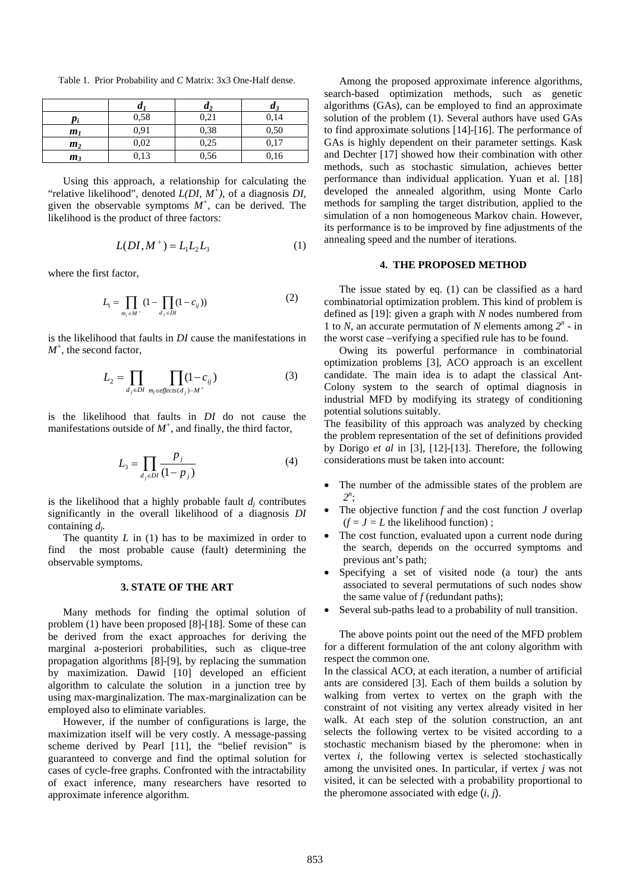Table 1. Prior Probability and *C* Matrix: 3x3 One-Half dense.

| | $d_1$ | $d_2$ | $d_3$ |
|---|---|---|---|
| $p_i$ | 0,58 | 0,21 | 0,14 |
| $m_1$ | 0,91 | 0,38 | 0,50 |
| $m_2$ | 0,02 | 0,25 | 0,17 |
| $m_3$ | 0,13 | 0,56 | 0,16 |

Using this approach, a relationship for calculating the "relative likelihood", denoted $L(DI, M^+)$, of a diagnosis $DI$, given the observable symptoms $M^+$, can be derived. The likelihood is the product of three factors:

$$L(DI, M^+) = L_1 L_2 L_3 \tag{1}$$

where the first factor,

$$L_1 = \prod_{m_i \in M^+} \left(1 - \prod_{d_j \in DI} (1 - c_{ij})\right) \tag{2}$$

is the likelihood that faults in $DI$ cause the manifestations in $M^+$, the second factor,

$$L_2 = \prod_{d_j \in DI} \prod_{m_l \in effects(d_j) - M^+} (1 - c_{lj}) \tag{3}$$

is the likelihood that faults in $DI$ do not cause the manifestations outside of $M^+$, and finally, the third factor,

$$L_3 = \prod_{d_j \in DI} \frac{p_j}{(1 - p_j)} \tag{4}$$

is the likelihood that a highly probable fault $d_j$ contributes significantly in the overall likelihood of a diagnosis $DI$ containing $d_j$.

The quantity $L$ in (1) has to be maximized in order to find the most probable cause (fault) determining the observable symptoms.

## 3. STATE OF THE ART

Many methods for finding the optimal solution of problem (1) have been proposed [8]-[18]. Some of these can be derived from the exact approaches for deriving the marginal a-posteriori probabilities, such as clique-tree propagation algorithms [8]-[9], by replacing the summation by maximization. Dawid [10] developed an efficient algorithm to calculate the solution in a junction tree by using max-marginalization. The max-marginalization can be employed also to eliminate variables.

However, if the number of configurations is large, the maximization itself will be very costly. A message-passing scheme derived by Pearl [11], the "belief revision" is guaranteed to converge and find the optimal solution for cases of cycle-free graphs. Confronted with the intractability of exact inference, many researchers have resorted to approximate inference algorithm.

Among the proposed approximate inference algorithms, search-based optimization methods, such as genetic algorithms (GAs), can be employed to find an approximate solution of the problem (1). Several authors have used GAs to find approximate solutions [14]-[16]. The performance of GAs is highly dependent on their parameter settings. Kask and Dechter [17] showed how their combination with other methods, such as stochastic simulation, achieves better performance than individual application. Yuan et al. [18] developed the annealed algorithm, using Monte Carlo methods for sampling the target distribution, applied to the simulation of a non homogeneous Markov chain. However, its performance is to be improved by fine adjustments of the annealing speed and the number of iterations.

## 4. THE PROPOSED METHOD

The issue stated by eq. (1) can be classified as a hard combinatorial optimization problem. This kind of problem is defined as [19]: given a graph with $N$ nodes numbered from 1 to $N$, an accurate permutation of $N$ elements among $2^n$ - in the worst case –verifying a specified rule has to be found.

Owing its powerful performance in combinatorial optimization problems [3], ACO approach is an excellent candidate. The main idea is to adapt the classical Ant-Colony system to the search of optimal diagnosis in industrial MFD by modifying its strategy of conditioning potential solutions suitably.

The feasibility of this approach was analyzed by checking the problem representation of the set of definitions provided by Dorigo *et al* in [3], [12]-[13]. Therefore, the following considerations must be taken into account:

- The number of the admissible states of the problem are $2^n$;
- The objective function $f$ and the cost function $J$ overlap ($f = J = L$ the likelihood function) ;
- The cost function, evaluated upon a current node during the search, depends on the occurred symptoms and previous ant's path;
- Specifying a set of visited node (a tour) the ants associated to several permutations of such nodes show the same value of $f$ (redundant paths);
- Several sub-paths lead to a probability of null transition.

The above points point out the need of the MFD problem for a different formulation of the ant colony algorithm with respect the common one.

In the classical ACO, at each iteration, a number of artificial ants are considered [3]. Each of them builds a solution by walking from vertex to vertex on the graph with the constraint of not visiting any vertex already visited in her walk. At each step of the solution construction, an ant selects the following vertex to be visited according to a stochastic mechanism biased by the pheromone: when in vertex $i$, the following vertex is selected stochastically among the unvisited ones. In particular, if vertex $j$ was not visited, it can be selected with a probability proportional to the pheromone associated with edge $(i, j)$.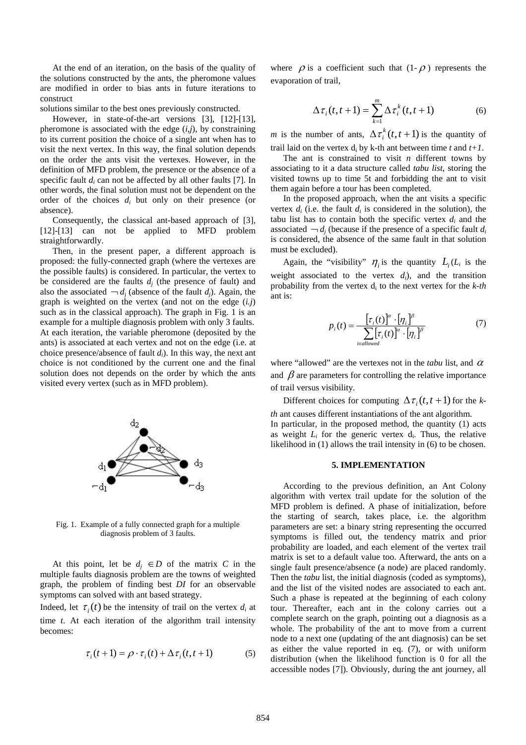At the end of an iteration, on the basis of the quality of the solutions constructed by the ants, the pheromone values are modified in order to bias ants in future iterations to construct
solutions similar to the best ones previously constructed.

However, in state-of-the-art versions [3], [12]-[13], pheromone is associated with the edge ($i$,$j$), by constraining to its current position the choice of a single ant when has to visit the next vertex. In this way, the final solution depends on the order the ants visit the vertexes. However, in the definition of MFD problem, the presence or the absence of a specific fault $d_i$ can not be affected by all other faults [7]. In other words, the final solution must not be dependent on the order of the choices $d_i$ but only on their presence (or absence).

Consequently, the classical ant-based approach of [3], [12]-[13] can not be applied to MFD problem straightforwardly.

Then, in the present paper, a different approach is proposed: the fully-connected graph (where the vertexes are the possible faults) is considered. In particular, the vertex to be considered are the faults $d_j$ (the presence of fault) and also the associated $\neg d_j$ (absence of the fault $d_j$). Again, the graph is weighted on the vertex (and not on the edge ($i$.$j$) such as in the classical approach). The graph in Fig. 1 is an example for a multiple diagnosis problem with only 3 faults. At each iteration, the variable pheromone (deposited by the ants) is associated at each vertex and not on the edge (i.e. at choice presence/absence of fault $d_i$). In this way, the next ant choice is not conditioned by the current one and the final solution does not depends on the order by which the ants visited every vertex (such as in MFD problem).

Fig. 1. Example of a fully connected graph for a multiple diagnosis problem of 3 faults.

At this point, let be $d_j \in D$ of the matrix $C$ in the multiple faults diagnosis problem are the towns of weighted graph, the problem of finding best $DI$ for an observable symptoms can solved with ant based strategy.

Indeed, let $\tau_i(t)$ be the intensity of trail on the vertex $d_i$ at time $t$. At each iteration of the algorithm trail intensity becomes:

$$\tau_i(t+1) = \rho \cdot \tau_i(t) + \Delta\tau_i(t,t+1) \qquad (5)$$

where $\rho$ is a coefficient such that (1-$\rho$) represents the evaporation of trail,

$$\Delta\tau_i(t,t+1) = \sum_{k=1}^{m} \Delta\tau_i^k(t,t+1) \qquad (6)$$

$m$ is the number of ants, $\Delta\tau_i^k(t,t+1)$ is the quantity of trail laid on the vertex $d_i$ by k-th ant between time $t$ and $t+1$.

The ant is constrained to visit $n$ different towns by associating to it a data structure called *tabu list*, storing the visited towns up to time 5t and forbidding the ant to visit them again before a tour has been completed.

In the proposed approach, when the ant visits a specific vertex $d_i$ (i.e. the fault $d_i$ is considered in the solution), the tabu list has to contain both the specific vertex $d_i$ and the associated $\neg d_j$ (because if the presence of a specific fault $d_i$ is considered, the absence of the same fault in that solution must be excluded).

Again, the "visibility" $\eta_i$ is the quantity $L_i$ ($L_i$ is the weight associated to the vertex $d_i$), and the transition probability from the vertex $d_i$ to the next vertex for the *k-th* ant is:

$$p_i(t) = \frac{[\tau_i(t)]^\alpha \cdot [\eta_i]^\beta}{\sum_{i \in allowed} [\tau_i(t)]^\alpha \cdot [\eta_i]^\beta} \qquad (7)$$

where "allowed" are the vertexes not in the *tabu* list, and $\alpha$ and $\beta$ are parameters for controlling the relative importance of trail versus visibility.

Different choices for computing $\Delta\tau_i(t,t+1)$ for the *k-th* ant causes different instantiations of the ant algorithm.
In particular, in the proposed method, the quantity (1) acts as weight $L_i$ for the generic vertex $d_i$. Thus, the relative likelihood in (1) allows the trail intensity in (6) to be chosen.

## 5. IMPLEMENTATION

According to the previous definition, an Ant Colony algorithm with vertex trail update for the solution of the MFD problem is defined. A phase of initialization, before the starting of search, takes place, i.e. the algorithm parameters are set: a binary string representing the occurred symptoms is filled out, the tendency matrix and prior probability are loaded, and each element of the vertex trail matrix is set to a default value too. Afterward, the ants on a single fault presence/absence (a node) are placed randomly. Then the *tabu* list, the initial diagnosis (coded as symptoms), and the list of the visited nodes are associated to each ant. Such a phase is repeated at the beginning of each colony tour. Thereafter, each ant in the colony carries out a complete search on the graph, pointing out a diagnosis as a whole. The probability of the ant to move from a current node to a next one (updating of the ant diagnosis) can be set as either the value reported in eq. (7), or with uniform distribution (when the likelihood function is 0 for all the accessible nodes [7]). Obviously, during the ant journey, all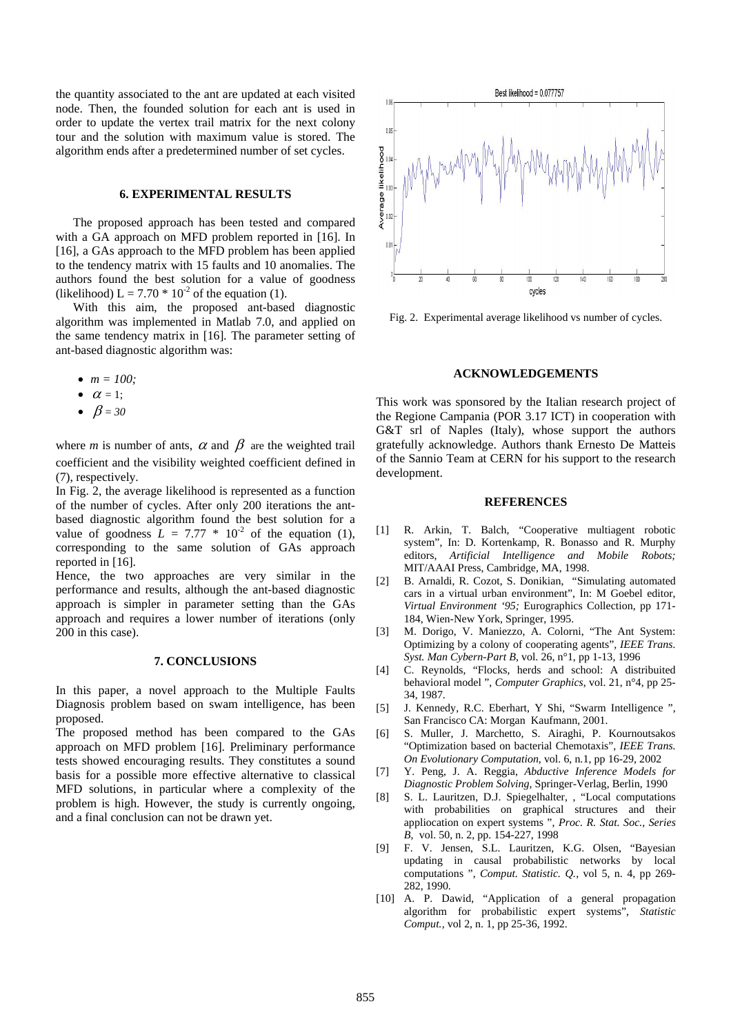the quantity associated to the ant are updated at each visited node. Then, the founded solution for each ant is used in order to update the vertex trail matrix for the next colony tour and the solution with maximum value is stored. The algorithm ends after a predetermined number of set cycles.

### 6. EXPERIMENTAL RESULTS

The proposed approach has been tested and compared with a GA approach on MFD problem reported in [16]. In [16], a GAs approach to the MFD problem has been applied to the tendency matrix with 15 faults and 10 anomalies. The authors found the best solution for a value of goodness (likelihood) $L = 7.70 * 10^{-2}$ of the equation (1).

With this aim, the proposed ant-based diagnostic algorithm was implemented in Matlab 7.0, and applied on the same tendency matrix in [16]. The parameter setting of ant-based diagnostic algorithm was:

- $m = 100$;
- $\alpha = 1$;
- $\beta = 30$

where *m* is number of ants, $\alpha$ and $\beta$ are the weighted trail coefficient and the visibility weighted coefficient defined in (7), respectively.

In Fig. 2, the average likelihood is represented as a function of the number of cycles. After only 200 iterations the ant-based diagnostic algorithm found the best solution for a value of goodness $L = 7.77 * 10^{-2}$ of the equation (1), corresponding to the same solution of GAs approach reported in [16].

Hence, the two approaches are very similar in the performance and results, although the ant-based diagnostic approach is simpler in parameter setting than the GAs approach and requires a lower number of iterations (only 200 in this case).

Fig. 2. Experimental average likelihood vs number of cycles.

### 7. CONCLUSIONS

In this paper, a novel approach to the Multiple Faults Diagnosis problem based on swam intelligence, has been proposed.

The proposed method has been compared to the GAs approach on MFD problem [16]. Preliminary performance tests showed encouraging results. They constitutes a sound basis for a possible more effective alternative to classical MFD solutions, in particular where a complexity of the problem is high. However, the study is currently ongoing, and a final conclusion can not be drawn yet.

### ACKNOWLEDGEMENTS

This work was sponsored by the Italian research project of the Regione Campania (POR 3.17 ICT) in cooperation with G&T srl of Naples (Italy), whose support the authors gratefully acknowledge. Authors thank Ernesto De Matteis of the Sannio Team at CERN for his support to the research development.

### REFERENCES

[1] R. Arkin, T. Balch, "Cooperative multiagent robotic system", In: D. Kortenkamp, R. Bonasso and R. Murphy editors, *Artificial Intelligence and Mobile Robots;* MIT/AAAI Press, Cambridge, MA, 1998.

[2] B. Arnaldi, R. Cozot, S. Donikian, "Simulating automated cars in a virtual urban environment", In: M Goebel editor, *Virtual Environment '95;* Eurographics Collection, pp 171-184, Wien-New York, Springer, 1995.

[3] M. Dorigo, V. Maniezzo, A. Colorni, "The Ant System: Optimizing by a colony of cooperating agents", *IEEE Trans. Syst. Man Cybern-Part B*, vol. 26, n°1, pp 1-13, 1996

[4] C. Reynolds, "Flocks, herds and school: A distribuited behavioral model ", *Computer Graphics*, vol. 21, n°4, pp 25-34, 1987.

[5] J. Kennedy, R.C. Eberhart, Y Shi, "Swarm Intelligence ", San Francisco CA: Morgan Kaufmann, 2001.

[6] S. Muller, J. Marchetto, S. Airaghi, P. Kournoutsakos "Optimization based on bacterial Chemotaxis", *IEEE Trans. On Evolutionary Computation*, vol. 6, n.1, pp 16-29, 2002

[7] Y. Peng, J. A. Reggia, *Abductive Inference Models for Diagnostic Problem Solving*, Springer-Verlag, Berlin, 1990

[8] S. L. Lauritzen, D.J. Spiegelhalter, , "Local computations with probabilities on graphical structures and their appliocation on expert systems ", *Proc. R. Stat. Soc., Series B*, vol. 50, n. 2, pp. 154-227, 1998

[9] F. V. Jensen, S.L. Lauritzen, K.G. Olsen, "Bayesian updating in causal probabilistic networks by local computations ", *Comput. Statistic. Q.*, vol 5, n. 4, pp 269-282, 1990.

[10] A. P. Dawid, "Application of a general propagation algorithm for probabilistic expert systems", *Statistic Comput.*, vol 2, n. 1, pp 25-36, 1992.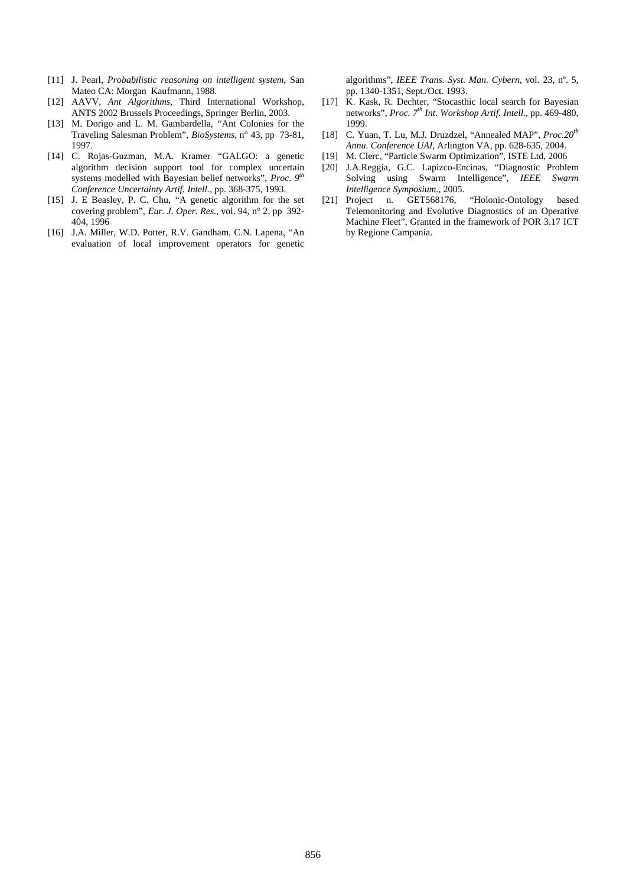[11] J. Pearl, *Probabilistic reasoning on intelligent system*, San Mateo CA: Morgan Kaufmann, 1988.

[12] AAVV, *Ant Algorithms*, Third International Workshop, ANTS 2002 Brussels Proceedings, Springer Berlin, 2003.

[13] M. Dorigo and L. M. Gambardella, "Ant Colonies for the Traveling Salesman Problem", *BioSystems*, n° 43, pp 73-81, 1997.

[14] C. Rojas-Guzman, M.A. Kramer "GALGO: a genetic algorithm decision support tool for complex uncertain systems modelled with Bayesian belief networks", *Proc. 9th Conference Uncertainty Artif. Intell.*, pp. 368-375, 1993.

[15] J. E Beasley, P. C. Chu, "A genetic algorithm for the set covering problem", *Eur. J. Oper. Res.*, vol. 94, n° 2, pp 392-404, 1996

[16] J.A. Miller, W.D. Potter, R.V. Gandham, C.N. Lapena, "An evaluation of local improvement operators for genetic algorithms", *IEEE Trans. Syst. Man. Cybern*, vol. 23, n°. 5, pp. 1340-1351, Sept./Oct. 1993.

[17] K. Kask, R. Dechter, "Stocasthic local search for Bayesian networks", *Proc. 7th Int. Workshop Artif. Intell.*, pp. 469-480, 1999.

[18] C. Yuan, T. Lu, M.J. Druzdzel, "Annealed MAP", *Proc.20th Annu. Conference UAI*, Arlington VA, pp. 628-635, 2004.

[19] M. Clerc, "Particle Swarm Optimization", ISTE Ltd, 2006

[20] J.A.Reggia, G.C. Lapizco-Encinas, "Diagnostic Problem Solving using Swarm Intelligence", *IEEE Swarm Intelligence Symposium.*, 2005.

[21] Project n. GET568176, "Holonic-Ontology based Telemonitoring and Evolutive Diagnostics of an Operative Machine Fleet", Granted in the framework of POR 3.17 ICT by Regione Campania.